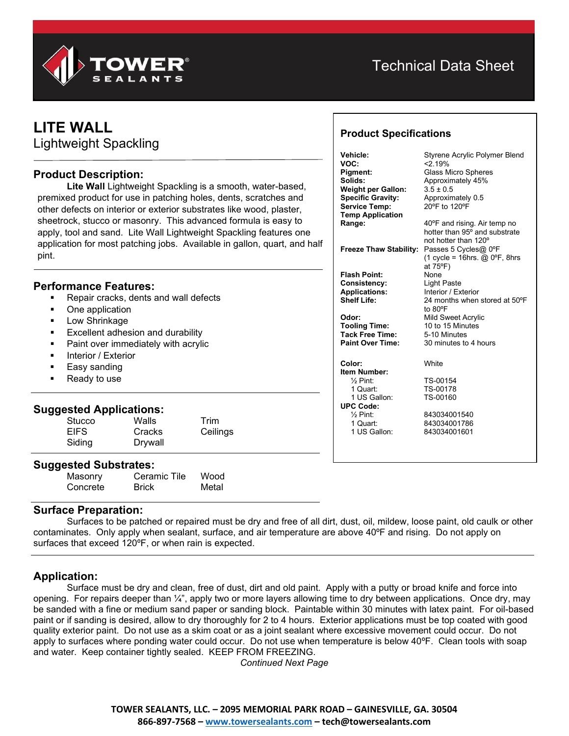# LITE WALL

## Lightweight Spackling

## Product Description:

**Lite Wall** Lightweight Spackling is a smooth, water-based, premixed product for use in patching holes, dents, scratches and other defects on interior or exterior substrates like wood, plaster, sheetrock, stucco or masonry. This advanced formula is easy to apply, tool and sand. Lite Wall Lightweight Spackling features one application for most patching jobs. Available in gallon, quart, and half pint.

## Performance Features:

- Repair cracks, dents and wall defects
- One application
- Low Shrinkage
- Excellent adhesion and durability
- Paint over immediately with acrylic
- Interior / Exterior
- Easy sanding
- Ready to use

## Suggested Applications:

| | | |
|---|---|---|
| Stucco | Walls | Trim |
| EIFS | Cracks | Ceilings |
| Siding | Drywall | |

## Suggested Substrates:

| | | |
|---|---|---|
| Masonry | Ceramic Tile | Wood |
| Concrete | Brick | Metal |

## Product Specifications

| | |
|---|---|
| **Vehicle:** | Styrene Acrylic Polymer Blend |
| **VOC:** | <2.19% |
| **Pigment:** | Glass Micro Spheres |
| **Solids:** | Approximately 45% |
| **Weight per Gallon:** | 3.5 ± 0.5 |
| **Specific Gravity:** | Approximately 0.5 |
| **Service Temp:** | 20ºF to 120ºF |
| **Temp Application Range:** | 40ºF and rising. Air temp no hotter than 95º and substrate not hotter than 120º |
| **Freeze Thaw Stability:** | Passes 5 Cycles@ 0ºF (1 cycle = 16hrs. @ 0ºF, 8hrs at 75ºF) |
| **Flash Point:** | None |
| **Consistency:** | Light Paste |
| **Applications:** | Interior / Exterior |
| **Shelf Life:** | 24 months when stored at 50ºF to 80ºF |
| **Odor:** | Mild Sweet Acrylic |
| **Tooling Time:** | 10 to 15 Minutes |
| **Tack Free Time:** | 5-10 Minutes |
| **Paint Over Time:** | 30 minutes to 4 hours |
| **Color:** | White |
| **Item Number:** | |
| ½ Pint: | TS-00154 |
| 1 Quart: | TS-00178 |
| 1 US Gallon: | TS-00160 |
| **UPC Code:** | |
| ½ Pint: | 843034001540 |
| 1 Quart: | 843034001786 |
| 1 US Gallon: | 843034001601 |

## Surface Preparation:

Surfaces to be patched or repaired must be dry and free of all dirt, dust, oil, mildew, loose paint, old caulk or other contaminates. Only apply when sealant, surface, and air temperature are above 40ºF and rising. Do not apply on surfaces that exceed 120ºF, or when rain is expected.

## Application:

Surface must be dry and clean, free of dust, dirt and old paint. Apply with a putty or broad knife and force into opening. For repairs deeper than ¼", apply two or more layers allowing time to dry between applications. Once dry, may be sanded with a fine or medium sand paper or sanding block. Paintable within 30 minutes with latex paint. For oil-based paint or if sanding is desired, allow to dry thoroughly for 2 to 4 hours. Exterior applications must be top coated with good quality exterior paint. Do not use as a skim coat or as a joint sealant where excessive movement could occur. Do not apply to surfaces where ponding water could occur. Do not use when temperature is below 40ºF. Clean tools with soap and water. Keep container tightly sealed. KEEP FROM FREEZING.

*Continued Next Page*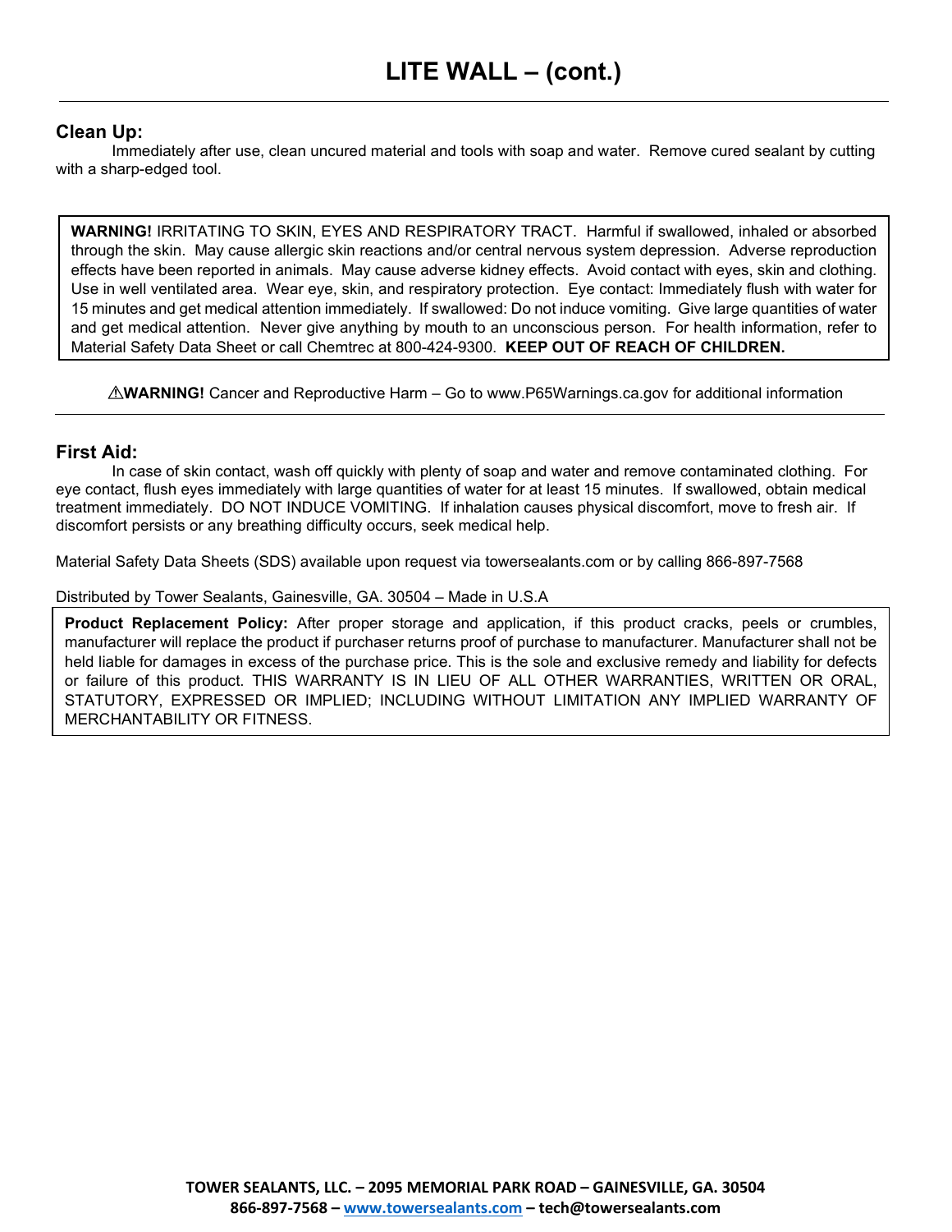# LITE WALL – (cont.)

## Clean Up:

Immediately after use, clean uncured material and tools with soap and water. Remove cured sealant by cutting with a sharp-edged tool.

**WARNING!** IRRITATING TO SKIN, EYES AND RESPIRATORY TRACT. Harmful if swallowed, inhaled or absorbed through the skin. May cause allergic skin reactions and/or central nervous system depression. Adverse reproduction effects have been reported in animals. May cause adverse kidney effects. Avoid contact with eyes, skin and clothing. Use in well ventilated area. Wear eye, skin, and respiratory protection. Eye contact: Immediately flush with water for 15 minutes and get medical attention immediately. If swallowed: Do not induce vomiting. Give large quantities of water and get medical attention. Never give anything by mouth to an unconscious person. For health information, refer to Material Safety Data Sheet or call Chemtrec at 800-424-9300. **KEEP OUT OF REACH OF CHILDREN.**

⚠**WARNING!** Cancer and Reproductive Harm – Go to www.P65Warnings.ca.gov for additional information

## First Aid:

In case of skin contact, wash off quickly with plenty of soap and water and remove contaminated clothing. For eye contact, flush eyes immediately with large quantities of water for at least 15 minutes. If swallowed, obtain medical treatment immediately. DO NOT INDUCE VOMITING. If inhalation causes physical discomfort, move to fresh air. If discomfort persists or any breathing difficulty occurs, seek medical help.

Material Safety Data Sheets (SDS) available upon request via towersealants.com or by calling 866-897-7568

Distributed by Tower Sealants, Gainesville, GA. 30504 – Made in U.S.A

**Product Replacement Policy:** After proper storage and application, if this product cracks, peels or crumbles, manufacturer will replace the product if purchaser returns proof of purchase to manufacturer. Manufacturer shall not be held liable for damages in excess of the purchase price. This is the sole and exclusive remedy and liability for defects or failure of this product. THIS WARRANTY IS IN LIEU OF ALL OTHER WARRANTIES, WRITTEN OR ORAL, STATUTORY, EXPRESSED OR IMPLIED; INCLUDING WITHOUT LIMITATION ANY IMPLIED WARRANTY OF MERCHANTABILITY OR FITNESS.

**TOWER SEALANTS, LLC. – 2095 MEMORIAL PARK ROAD – GAINESVILLE, GA. 30504**
**866-897-7568 – www.towersealants.com – tech@towersealants.com**